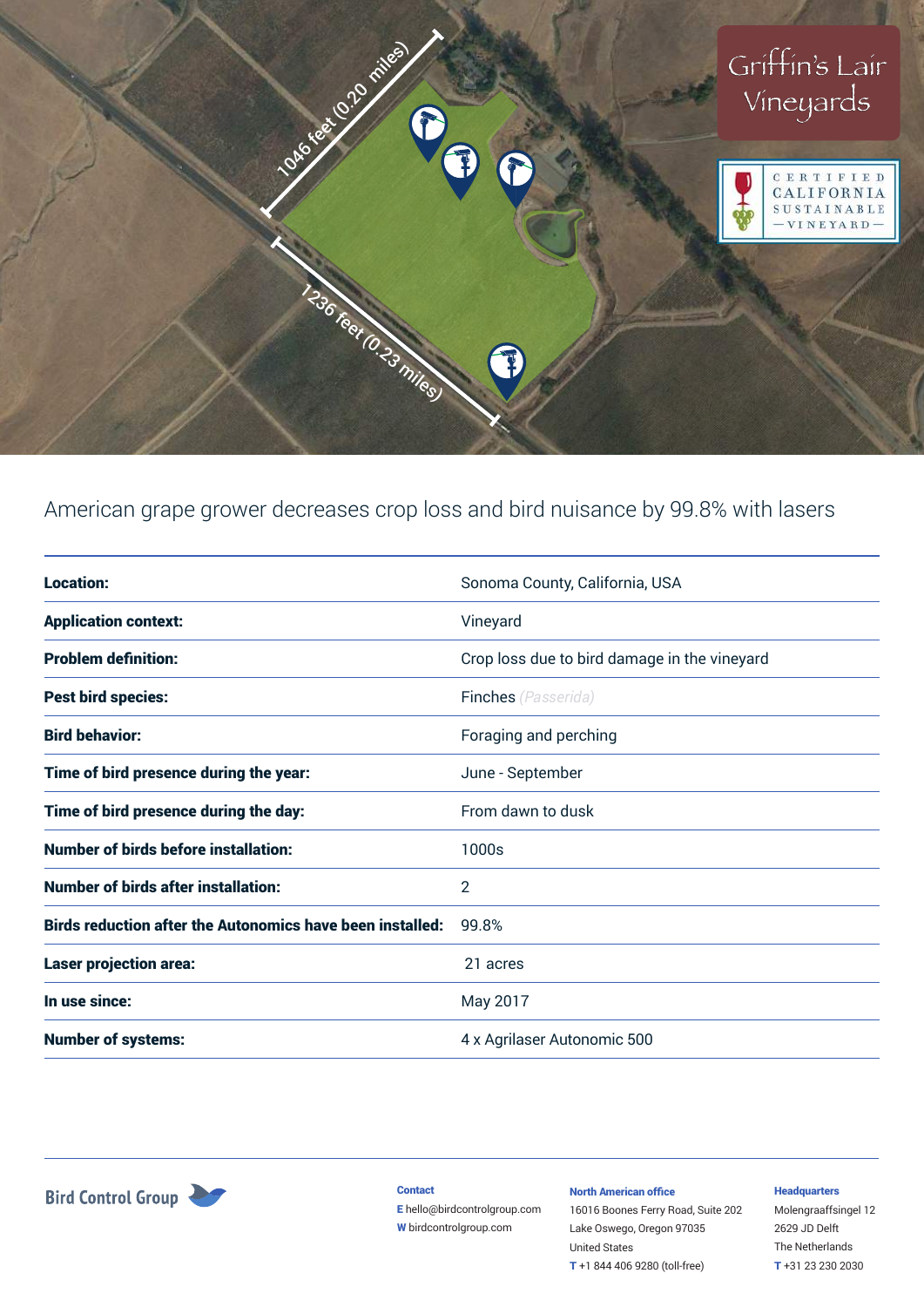Griffin's Lair Vineyards

CERTIFIED CALIFORNIA SUSTAINABLE — VINEYARD —

1046 feet (0.20 miles)

1236 feet (0.23 miles)

American grape grower decreases crop loss and bird nuisance by 99.8% with lasers

| | |
|---|---|
| **Location:** | Sonoma County, California, USA |
| **Application context:** | Vineyard |
| **Problem definition:** | Crop loss due to bird damage in the vineyard |
| **Pest bird species:** | Finches *(Passerida)* |
| **Bird behavior:** | Foraging and perching |
| **Time of bird presence during the year:** | June - September |
| **Time of bird presence during the day:** | From dawn to dusk |
| **Number of birds before installation:** | 1000s |
| **Number of birds after installation:** | 2 |
| **Birds reduction after the Autonomics have been installed:** | 99.8% |
| **Laser projection area:** | 21 acres |
| **In use since:** | May 2017 |
| **Number of systems:** | 4 x Agrilaser Autonomic 500 |

Bird Control Group

**Contact**
**E** hello@birdcontrolgroup.com
**W** birdcontrolgroup.com

**North American office**
16016 Boones Ferry Road, Suite 202
Lake Oswego, Oregon 97035
United States
**T** +1 844 406 9280 (toll-free)

**Headquarters**
Molengraaffsingel 12
2629 JD Delft
The Netherlands
**T** +31 23 230 2030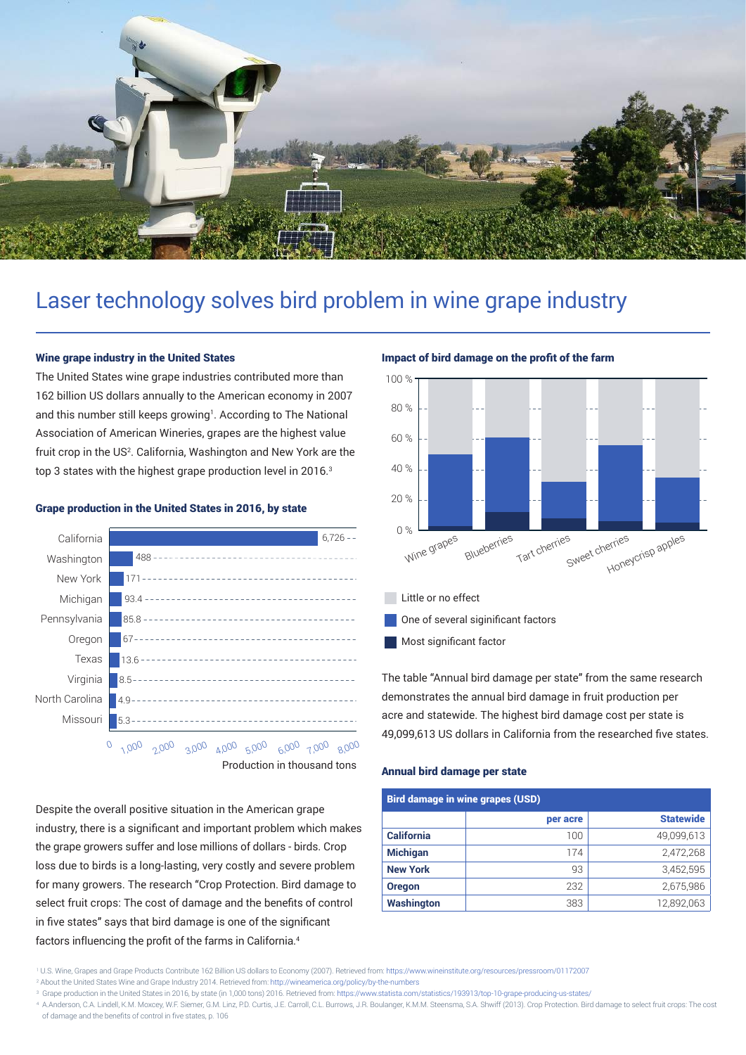# Laser technology solves bird problem in wine grape industry

### Wine grape industry in the United States

The United States wine grape industries contributed more than 162 billion US dollars annually to the American economy in 2007 and this number still keeps growing[1]. According to The National Association of American Wineries, grapes are the highest value fruit crop in the US[2]. California, Washington and New York are the top 3 states with the highest grape production level in 2016.[3]

### Grape production in the United States in 2016, by state

| State | Production in thousand tons |
| --- | --- |
| California | 6,726 |
| Washington | 488 |
| New York | 171 |
| Michigan | 93.4 |
| Pennsylvania | 85.8 |
| Oregon | 67 |
| Texas | 13.6 |
| Virginia | 8.5 |
| North Carolina | 4.9 |
| Missouri | 5.3 |

Despite the overall positive situation in the American grape industry, there is a significant and important problem which makes the grape growers suffer and lose millions of dollars - birds. Crop loss due to birds is a long-lasting, very costly and severe problem for many growers. The research "Crop Protection. Bird damage to select fruit crops: The cost of damage and the benefits of control in five states" says that bird damage is one of the significant factors influencing the profit of the farms in California.[4]

### Impact of bird damage on the profit of the farm

Categories: Wine grapes, Blueberries, Tart cherries, Sweet cherries, Honeycrisp apples

- Little or no effect
- One of several siginificant factors
- Most significant factor

The table "Annual bird damage per state" from the same research demonstrates the annual bird damage in fruit production per acre and statewide. The highest bird damage cost per state is 49,099,613 US dollars in California from the researched five states.

### Annual bird damage per state

| Bird damage in wine grapes (USD) | | |
| --- | --- | --- |
| | **per acre** | **Statewide** |
| **California** | 100 | 49,099,613 |
| **Michigan** | 174 | 2,472,268 |
| **New York** | 93 | 3,452,595 |
| **Oregon** | 232 | 2,675,986 |
| **Washington** | 383 | 12,892,063 |

[1] U.S. Wine, Grapes and Grape Products Contribute 162 Billion US dollars to Economy (2007). Retrieved from: https://www.wineinstitute.org/resources/pressroom/01172007

[2] About the United States Wine and Grape Industry 2014. Retrieved from: http://wineamerica.org/policy/by-the-numbers

[3] Grape production in the United States in 2016, by state (in 1,000 tons) 2016. Retrieved from: https://www.statista.com/statistics/193913/top-10-grape-producing-us-states/

[4] A.Anderson, C.A. Lindell, K.M. Moxcey, W.F. Siemer, G.M. Linz, P.D. Curtis, J.E. Carroll, C.L. Burrows, J.R. Boulanger, K.M.M. Steensma, S.A. Shwiff (2013). Crop Protection. Bird damage to select fruit crops: The cost of damage and the benefits of control in five states, p. 106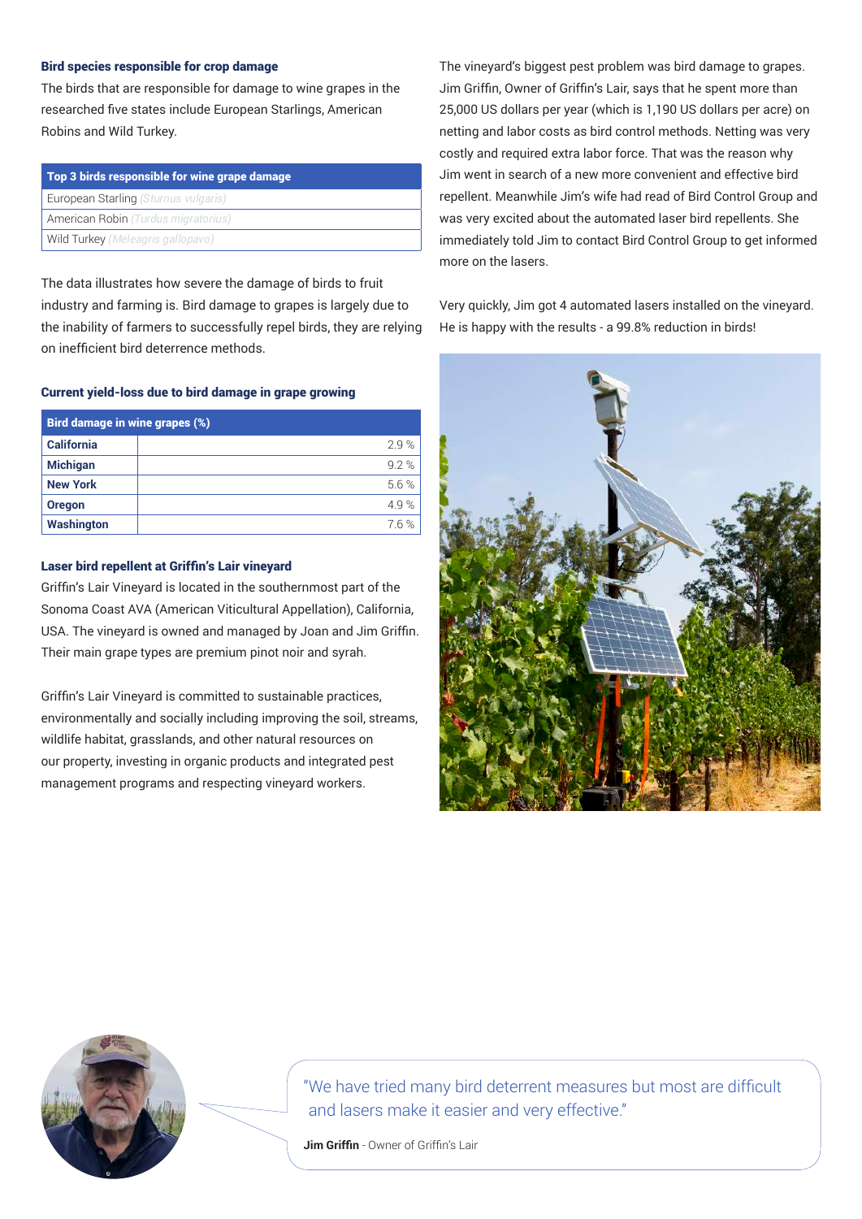### Bird species responsible for crop damage

The birds that are responsible for damage to wine grapes in the researched five states include European Starlings, American Robins and Wild Turkey.

| Top 3 birds responsible for wine grape damage |
|---|
| European Starling *(Sturnus vulgaris)* |
| American Robin *(Turdus migratorius)* |
| Wild Turkey *(Meleagris gallopavo)* |

The data illustrates how severe the damage of birds to fruit industry and farming is. Bird damage to grapes is largely due to the inability of farmers to successfully repel birds, they are relying on inefficient bird deterrence methods.

### Current yield-loss due to bird damage in grape growing

| Bird damage in wine grapes (%) | |
|---|---|
| **California** | 2.9 % |
| **Michigan** | 9.2 % |
| **New York** | 5.6 % |
| **Oregon** | 4.9 % |
| **Washington** | 7.6 % |

### Laser bird repellent at Griffin's Lair vineyard

Griffin's Lair Vineyard is located in the southernmost part of the Sonoma Coast AVA (American Viticultural Appellation), California, USA. The vineyard is owned and managed by Joan and Jim Griffin. Their main grape types are premium pinot noir and syrah.

Griffin's Lair Vineyard is committed to sustainable practices, environmentally and socially including improving the soil, streams, wildlife habitat, grasslands, and other natural resources on our property, investing in organic products and integrated pest management programs and respecting vineyard workers.

The vineyard's biggest pest problem was bird damage to grapes. Jim Griffin, Owner of Griffin's Lair, says that he spent more than 25,000 US dollars per year (which is 1,190 US dollars per acre) on netting and labor costs as bird control methods. Netting was very costly and required extra labor force. That was the reason why Jim went in search of a new more convenient and effective bird repellent. Meanwhile Jim's wife had read of Bird Control Group and was very excited about the automated laser bird repellents. She immediately told Jim to contact Bird Control Group to get informed more on the lasers.

Very quickly, Jim got 4 automated lasers installed on the vineyard. He is happy with the results - a 99.8% reduction in birds!

"We have tried many bird deterrent measures but most are difficult and lasers make it easier and very effective."

**Jim Griffin** - Owner of Griffin's Lair